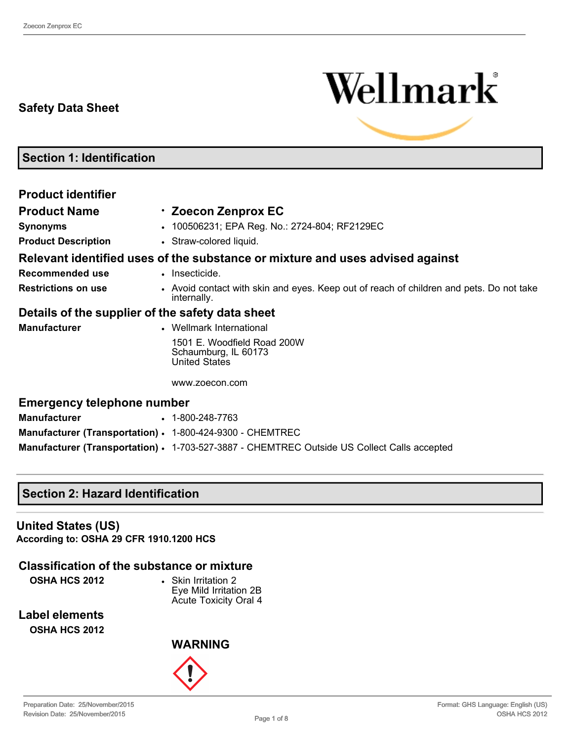# Safety Data Sheet

## Section 1: Identification

### Product identifier

| | |
|---|---|
| **Product Name** | **Zoecon Zenprox EC** |
| **Synonyms** | 100506231; EPA Reg. No.: 2724-804; RF2129EC |
| **Product Description** | Straw-colored liquid. |

### Relevant identified uses of the substance or mixture and uses advised against

| | |
|---|---|
| **Recommended use** | Insecticide. |
| **Restrictions on use** | Avoid contact with skin and eyes. Keep out of reach of children and pets. Do not take internally. |

### Details of the supplier of the safety data sheet

**Manufacturer**

- Wellmark International

  1501 E. Woodfield Road 200W
  Schaumburg, IL 60173
  United States

  www.zoecon.com

### Emergency telephone number

| | |
|---|---|
| **Manufacturer** | 1-800-248-7763 |
| **Manufacturer (Transportation)** | 1-800-424-9300 - CHEMTREC |
| **Manufacturer (Transportation)** | 1-703-527-3887 - CHEMTREC Outside US Collect Calls accepted |

## Section 2: Hazard Identification

### United States (US)

**According to: OSHA 29 CFR 1910.1200 HCS**

### Classification of the substance or mixture

**OSHA HCS 2012**

- Skin Irritation 2
  Eye Mild Irritation 2B
  Acute Toxicity Oral 4

### Label elements

**OSHA HCS 2012**

**WARNING**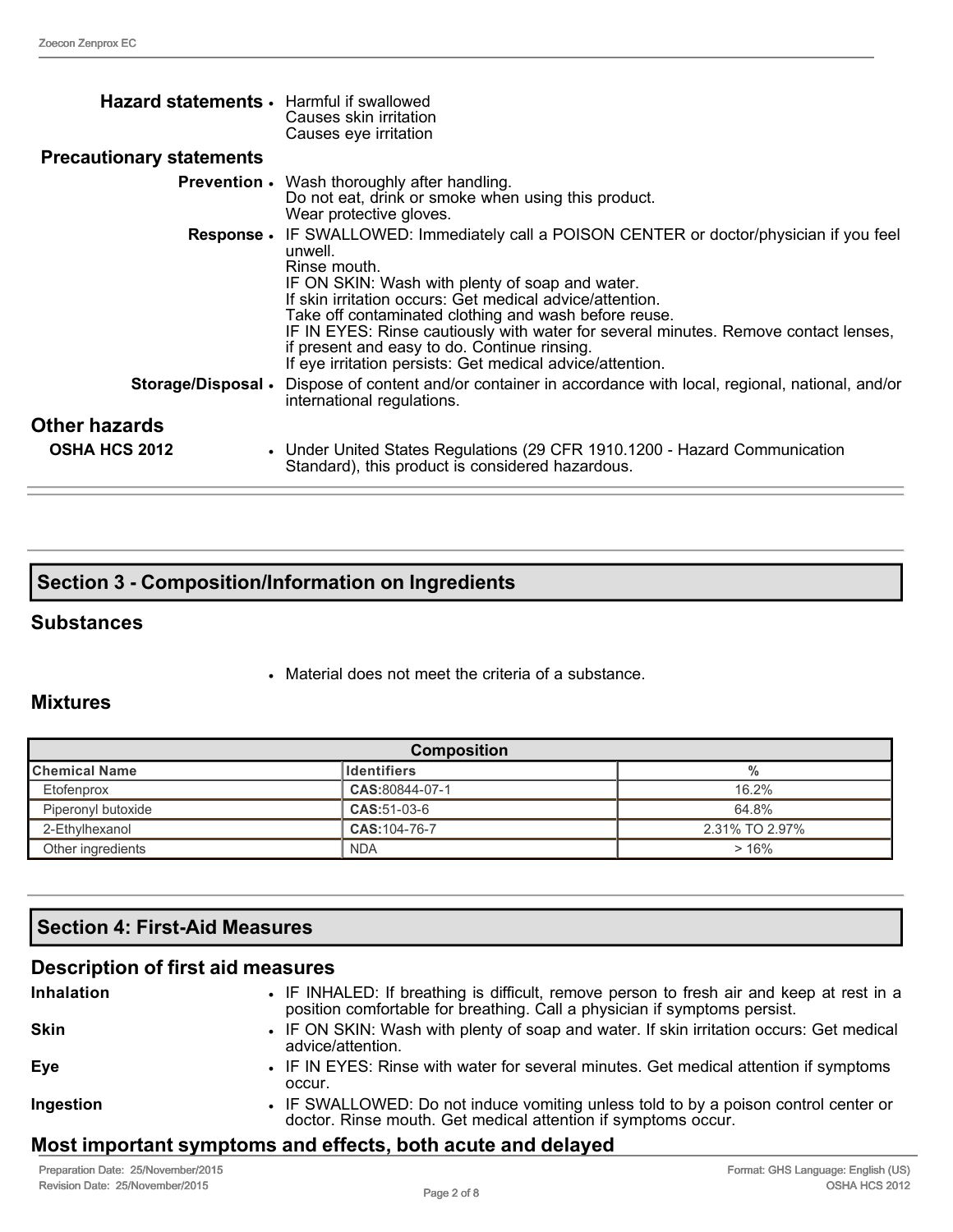**Hazard statements**
- Harmful if swallowed
  Causes skin irritation
  Causes eye irritation

**Precautionary statements**

**Prevention**
- Wash thoroughly after handling.
  Do not eat, drink or smoke when using this product.
  Wear protective gloves.

**Response**
- IF SWALLOWED: Immediately call a POISON CENTER or doctor/physician if you feel unwell.
  Rinse mouth.
  IF ON SKIN: Wash with plenty of soap and water.
  If skin irritation occurs: Get medical advice/attention.
  Take off contaminated clothing and wash before reuse.
  IF IN EYES: Rinse cautiously with water for several minutes. Remove contact lenses, if present and easy to do. Continue rinsing.
  If eye irritation persists: Get medical advice/attention.

**Storage/Disposal**
- Dispose of content and/or container in accordance with local, regional, national, and/or international regulations.

## Other hazards

**OSHA HCS 2012**
- Under United States Regulations (29 CFR 1910.1200 - Hazard Communication Standard), this product is considered hazardous.

## Section 3 - Composition/Information on Ingredients

### Substances

- Material does not meet the criteria of a substance.

### Mixtures

| Composition | | |
|---|---|---|
| **Chemical Name** | **Identifiers** | **%** |
| Etofenprox | **CAS:**80844-07-1 | 16.2% |
| Piperonyl butoxide | **CAS:**51-03-6 | 64.8% |
| 2-Ethylhexanol | **CAS:**104-76-7 | 2.31% TO 2.97% |
| Other ingredients | NDA | > 16% |

## Section 4: First-Aid Measures

### Description of first aid measures

**Inhalation**
- IF INHALED: If breathing is difficult, remove person to fresh air and keep at rest in a position comfortable for breathing. Call a physician if symptoms persist.

**Skin**
- IF ON SKIN: Wash with plenty of soap and water. If skin irritation occurs: Get medical advice/attention.

**Eye**
- IF IN EYES: Rinse with water for several minutes. Get medical attention if symptoms occur.

**Ingestion**
- IF SWALLOWED: Do not induce vomiting unless told to by a poison control center or doctor. Rinse mouth. Get medical attention if symptoms occur.

### Most important symptoms and effects, both acute and delayed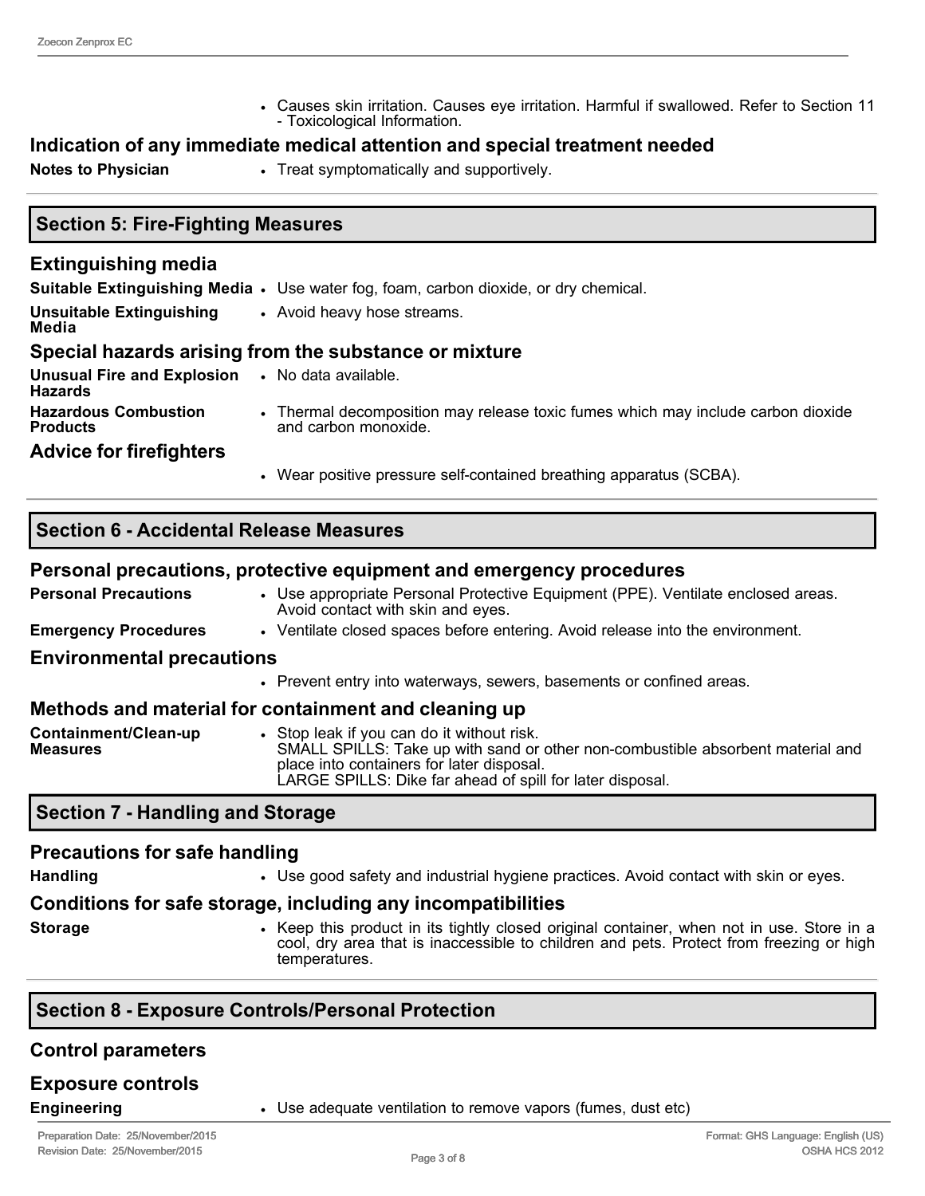- Causes skin irritation. Causes eye irritation. Harmful if swallowed. Refer to Section 11 - Toxicological Information.

### Indication of any immediate medical attention and special treatment needed

**Notes to Physician**
- Treat symptomatically and supportively.

## Section 5: Fire-Fighting Measures

### Extinguishing media

**Suitable Extinguishing Media**
- Use water fog, foam, carbon dioxide, or dry chemical.

**Unsuitable Extinguishing Media**
- Avoid heavy hose streams.

### Special hazards arising from the substance or mixture

**Unusual Fire and Explosion Hazards**
- No data available.

**Hazardous Combustion Products**
- Thermal decomposition may release toxic fumes which may include carbon dioxide and carbon monoxide.

### Advice for firefighters

- Wear positive pressure self-contained breathing apparatus (SCBA).

## Section 6 - Accidental Release Measures

### Personal precautions, protective equipment and emergency procedures

**Personal Precautions**
- Use appropriate Personal Protective Equipment (PPE). Ventilate enclosed areas. Avoid contact with skin and eyes.

**Emergency Procedures**
- Ventilate closed spaces before entering. Avoid release into the environment.

### Environmental precautions

- Prevent entry into waterways, sewers, basements or confined areas.

### Methods and material for containment and cleaning up

**Containment/Clean-up Measures**
- Stop leak if you can do it without risk.
  SMALL SPILLS: Take up with sand or other non-combustible absorbent material and place into containers for later disposal.
  LARGE SPILLS: Dike far ahead of spill for later disposal.

## Section 7 - Handling and Storage

### Precautions for safe handling

**Handling**
- Use good safety and industrial hygiene practices. Avoid contact with skin or eyes.

### Conditions for safe storage, including any incompatibilities

**Storage**
- Keep this product in its tightly closed original container, when not in use. Store in a cool, dry area that is inaccessible to children and pets. Protect from freezing or high temperatures.

## Section 8 - Exposure Controls/Personal Protection

### Control parameters

### Exposure controls

**Engineering**
- Use adequate ventilation to remove vapors (fumes, dust etc)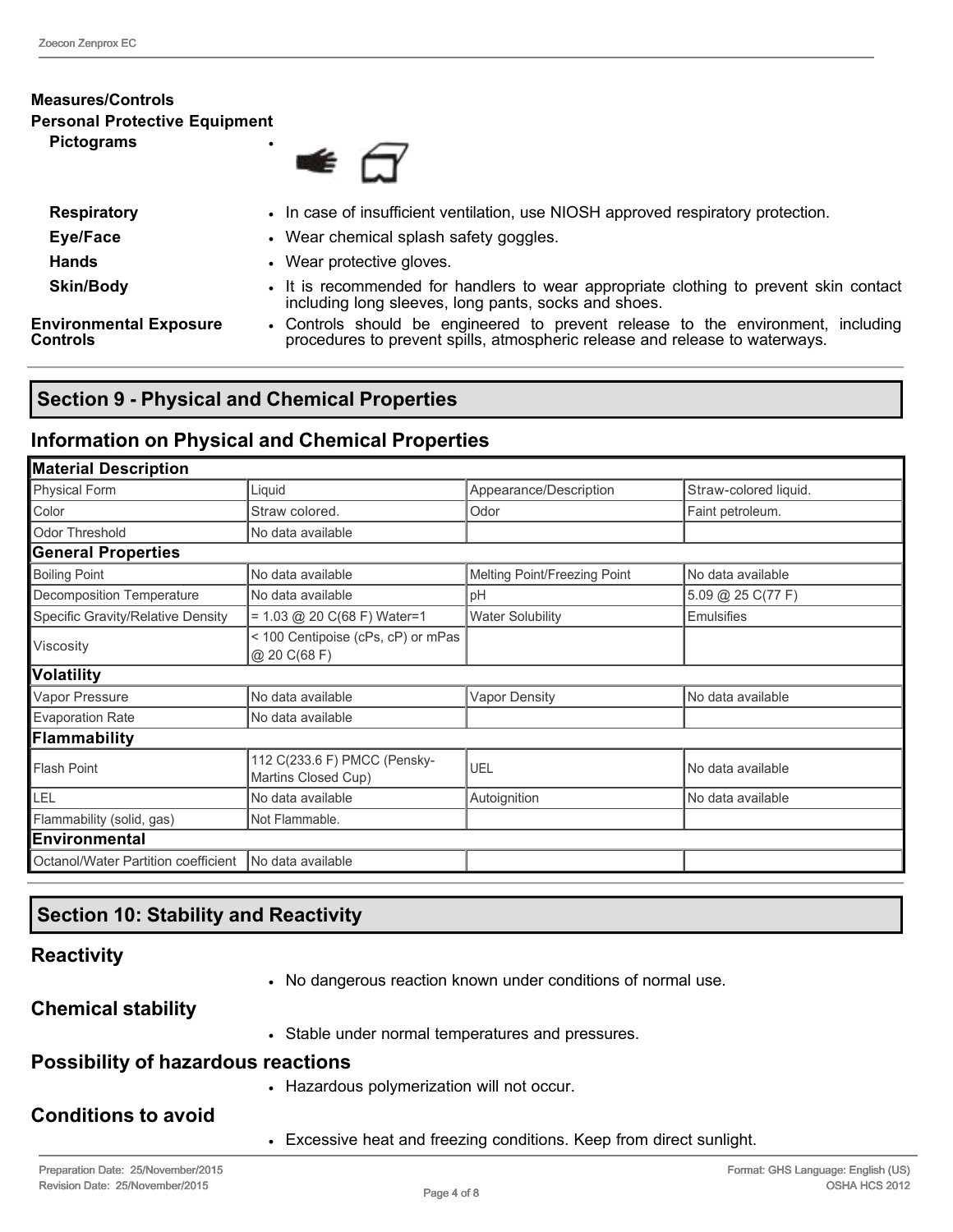**Measures/Controls**

**Personal Protective Equipment**

| | |
|---|---|
| **Pictograms** | • |
| **Respiratory** | • In case of insufficient ventilation, use NIOSH approved respiratory protection. |
| **Eye/Face** | • Wear chemical splash safety goggles. |
| **Hands** | • Wear protective gloves. |
| **Skin/Body** | • It is recommended for handlers to wear appropriate clothing to prevent skin contact including long sleeves, long pants, socks and shoes. |
| **Environmental Exposure Controls** | • Controls should be engineered to prevent release to the environment, including procedures to prevent spills, atmospheric release and release to waterways. |

## Section 9 - Physical and Chemical Properties

### Information on Physical and Chemical Properties

| **Material Description** | | | |
|---|---|---|---|
| Physical Form | Liquid | Appearance/Description | Straw-colored liquid. |
| Color | Straw colored. | Odor | Faint petroleum. |
| Odor Threshold | No data available | | |
| **General Properties** | | | |
| Boiling Point | No data available | Melting Point/Freezing Point | No data available |
| Decomposition Temperature | No data available | pH | 5.09 @ 25 C(77 F) |
| Specific Gravity/Relative Density | = 1.03 @ 20 C(68 F) Water=1 | Water Solubility | Emulsifies |
| Viscosity | < 100 Centipoise (cPs, cP) or mPas @ 20 C(68 F) | | |
| **Volatility** | | | |
| Vapor Pressure | No data available | Vapor Density | No data available |
| Evaporation Rate | No data available | | |
| **Flammability** | | | |
| Flash Point | 112 C(233.6 F) PMCC (Pensky-Martins Closed Cup) | UEL | No data available |
| LEL | No data available | Autoignition | No data available |
| Flammability (solid, gas) | Not Flammable. | | |
| **Environmental** | | | |
| Octanol/Water Partition coefficient | No data available | | |

## Section 10: Stability and Reactivity

### Reactivity

- No dangerous reaction known under conditions of normal use.

### Chemical stability

- Stable under normal temperatures and pressures.

### Possibility of hazardous reactions

- Hazardous polymerization will not occur.

### Conditions to avoid

- Excessive heat and freezing conditions. Keep from direct sunlight.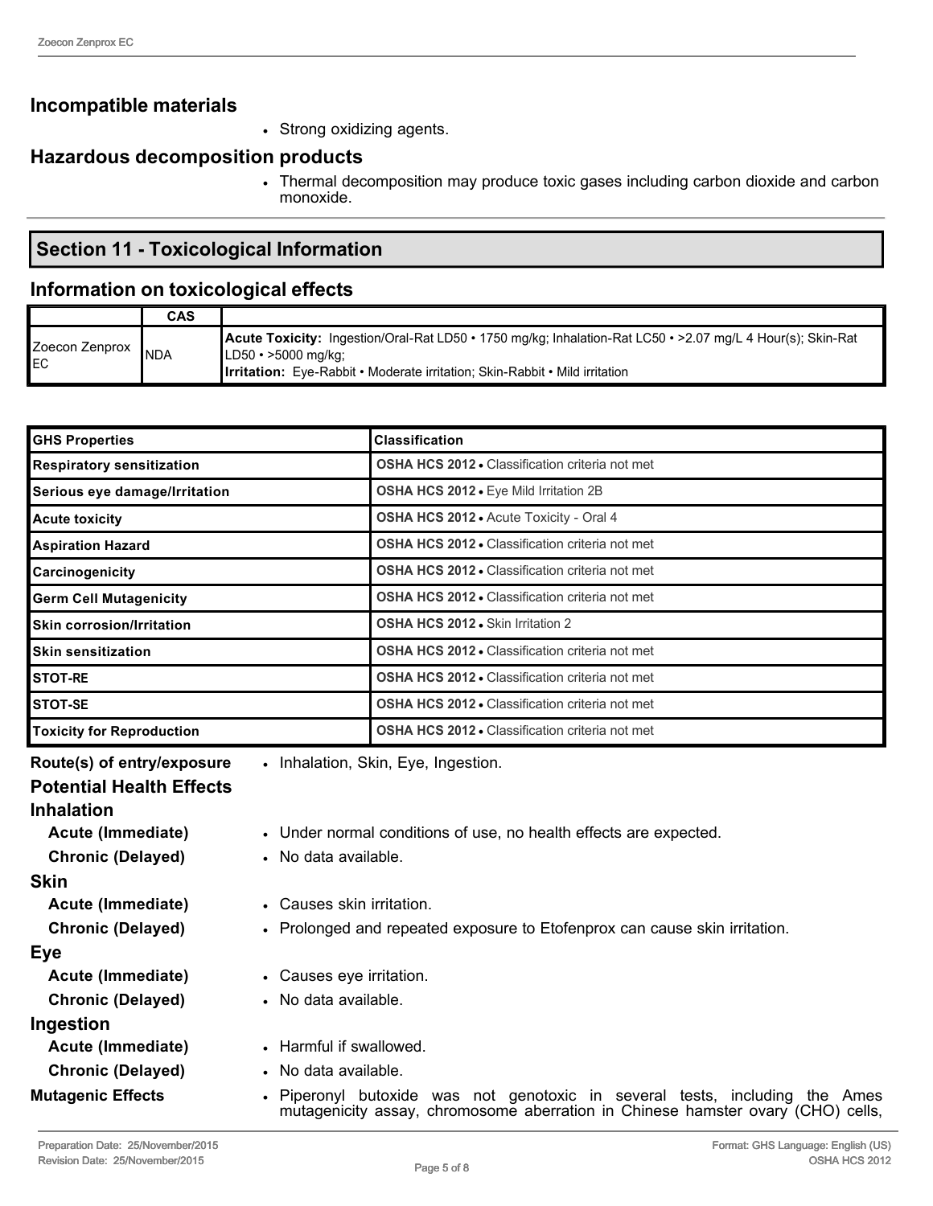## Incompatible materials

- Strong oxidizing agents.

## Hazardous decomposition products

- Thermal decomposition may produce toxic gases including carbon dioxide and carbon monoxide.

## Section 11 - Toxicological Information

## Information on toxicological effects

| | CAS | |
|---|---|---|
| Zoecon Zenprox EC | NDA | **Acute Toxicity:** Ingestion/Oral-Rat LD50 • 1750 mg/kg; Inhalation-Rat LC50 • >2.07 mg/L 4 Hour(s); Skin-Rat LD50 • >5000 mg/kg; **Irritation:** Eye-Rabbit • Moderate irritation; Skin-Rabbit • Mild irritation |

| GHS Properties | Classification |
|---|---|
| Respiratory sensitization | **OSHA HCS 2012** • Classification criteria not met |
| Serious eye damage/Irritation | **OSHA HCS 2012** • Eye Mild Irritation 2B |
| Acute toxicity | **OSHA HCS 2012** • Acute Toxicity - Oral 4 |
| Aspiration Hazard | **OSHA HCS 2012** • Classification criteria not met |
| Carcinogenicity | **OSHA HCS 2012** • Classification criteria not met |
| Germ Cell Mutagenicity | **OSHA HCS 2012** • Classification criteria not met |
| Skin corrosion/Irritation | **OSHA HCS 2012** • Skin Irritation 2 |
| Skin sensitization | **OSHA HCS 2012** • Classification criteria not met |
| STOT-RE | **OSHA HCS 2012** • Classification criteria not met |
| STOT-SE | **OSHA HCS 2012** • Classification criteria not met |
| Toxicity for Reproduction | **OSHA HCS 2012** • Classification criteria not met |

**Route(s) of entry/exposure**
- Inhalation, Skin, Eye, Ingestion.

### Potential Health Effects

### Inhalation

**Acute (Immediate)**
- Under normal conditions of use, no health effects are expected.

**Chronic (Delayed)**
- No data available.

### Skin

**Acute (Immediate)**
- Causes skin irritation.

**Chronic (Delayed)**
- Prolonged and repeated exposure to Etofenprox can cause skin irritation.

### Eye

**Acute (Immediate)**
- Causes eye irritation.

**Chronic (Delayed)**
- No data available.

### Ingestion

**Acute (Immediate)**
- Harmful if swallowed.

**Chronic (Delayed)**
- No data available.

**Mutagenic Effects**
- Piperonyl butoxide was not genotoxic in several tests, including the Ames mutagenicity assay, chromosome aberration in Chinese hamster ovary (CHO) cells,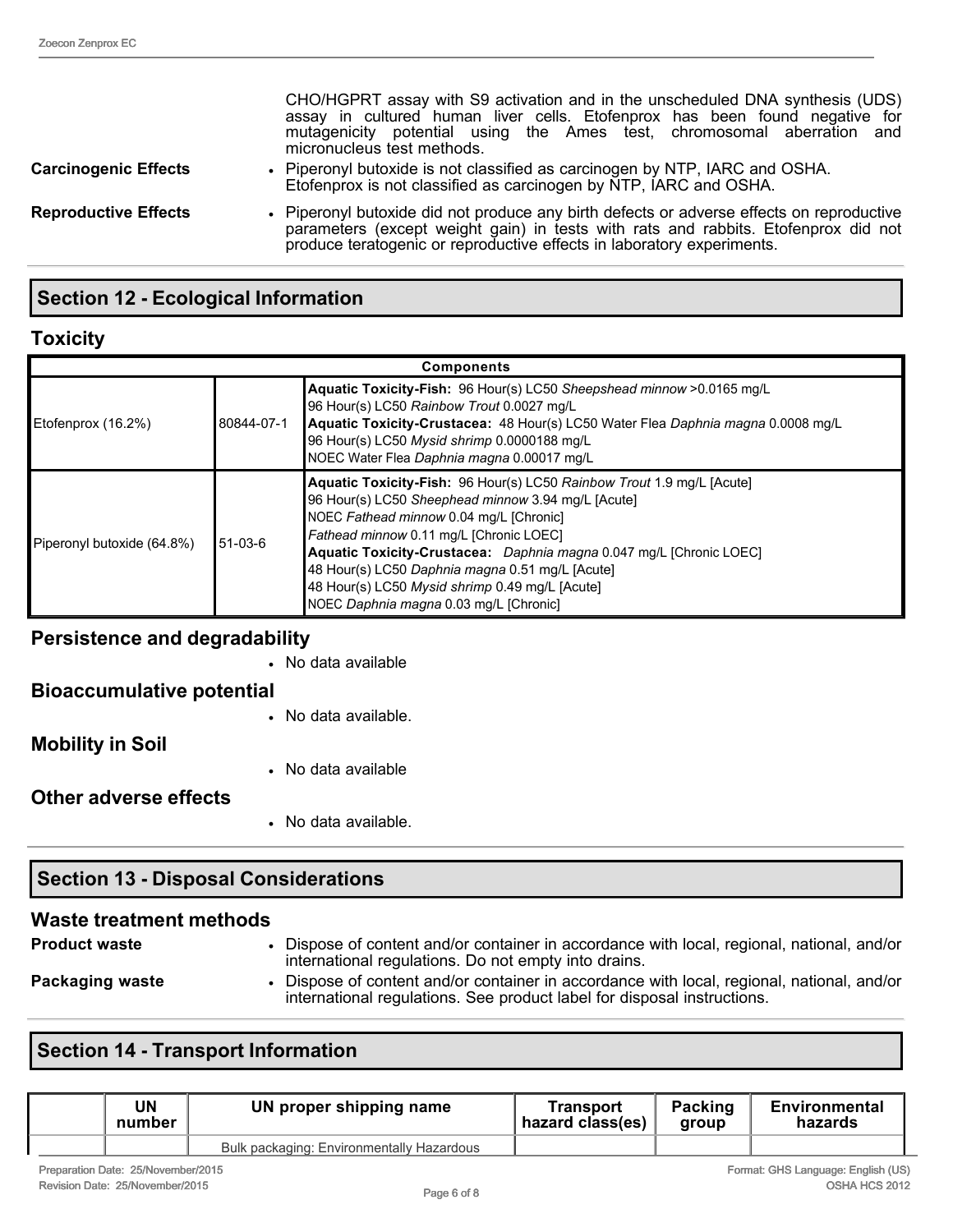CHO/HGPRT assay with S9 activation and in the unscheduled DNA synthesis (UDS) assay in cultured human liver cells. Etofenprox has been found negative for mutagenicity potential using the Ames test, chromosomal aberration and micronucleus test methods.

**Carcinogenic Effects**

- Piperonyl butoxide is not classified as carcinogen by NTP, IARC and OSHA. Etofenprox is not classified as carcinogen by NTP, IARC and OSHA.

**Reproductive Effects**

- Piperonyl butoxide did not produce any birth defects or adverse effects on reproductive parameters (except weight gain) in tests with rats and rabbits. Etofenprox did not produce teratogenic or reproductive effects in laboratory experiments.

## Section 12 - Ecological Information

### Toxicity

| Components | | |
|---|---|---|
| Etofenprox (16.2%) | 80844-07-1 | **Aquatic Toxicity-Fish:** 96 Hour(s) LC50 *Sheepshead minnow* >0.0165 mg/L<br>96 Hour(s) LC50 *Rainbow Trout* 0.0027 mg/L<br>**Aquatic Toxicity-Crustacea:** 48 Hour(s) LC50 Water Flea *Daphnia magna* 0.0008 mg/L<br>96 Hour(s) LC50 *Mysid shrimp* 0.0000188 mg/L<br>NOEC Water Flea *Daphnia magna* 0.00017 mg/L |
| Piperonyl butoxide (64.8%) | 51-03-6 | **Aquatic Toxicity-Fish:** 96 Hour(s) LC50 *Rainbow Trout* 1.9 mg/L [Acute]<br>96 Hour(s) LC50 *Sheephead minnow* 3.94 mg/L [Acute]<br>NOEC *Fathead minnow* 0.04 mg/L [Chronic]<br>*Fathead minnow* 0.11 mg/L [Chronic LOEC]<br>**Aquatic Toxicity-Crustacea:** *Daphnia magna* 0.047 mg/L [Chronic LOEC]<br>48 Hour(s) LC50 *Daphnia magna* 0.51 mg/L [Acute]<br>48 Hour(s) LC50 *Mysid shrimp* 0.49 mg/L [Acute]<br>NOEC *Daphnia magna* 0.03 mg/L [Chronic] |

### Persistence and degradability

- No data available

### Bioaccumulative potential

- No data available.

### Mobility in Soil

- No data available

### Other adverse effects

- No data available.

## Section 13 - Disposal Considerations

### Waste treatment methods

**Product waste**

- Dispose of content and/or container in accordance with local, regional, national, and/or international regulations. Do not empty into drains.

**Packaging waste**

- Dispose of content and/or container in accordance with local, regional, national, and/or international regulations. See product label for disposal instructions.

## Section 14 - Transport Information

| | UN number | UN proper shipping name | Transport hazard class(es) | Packing group | Environmental hazards |
|---|---|---|---|---|---|
| | | Bulk packaging: Environmentally Hazardous | | | |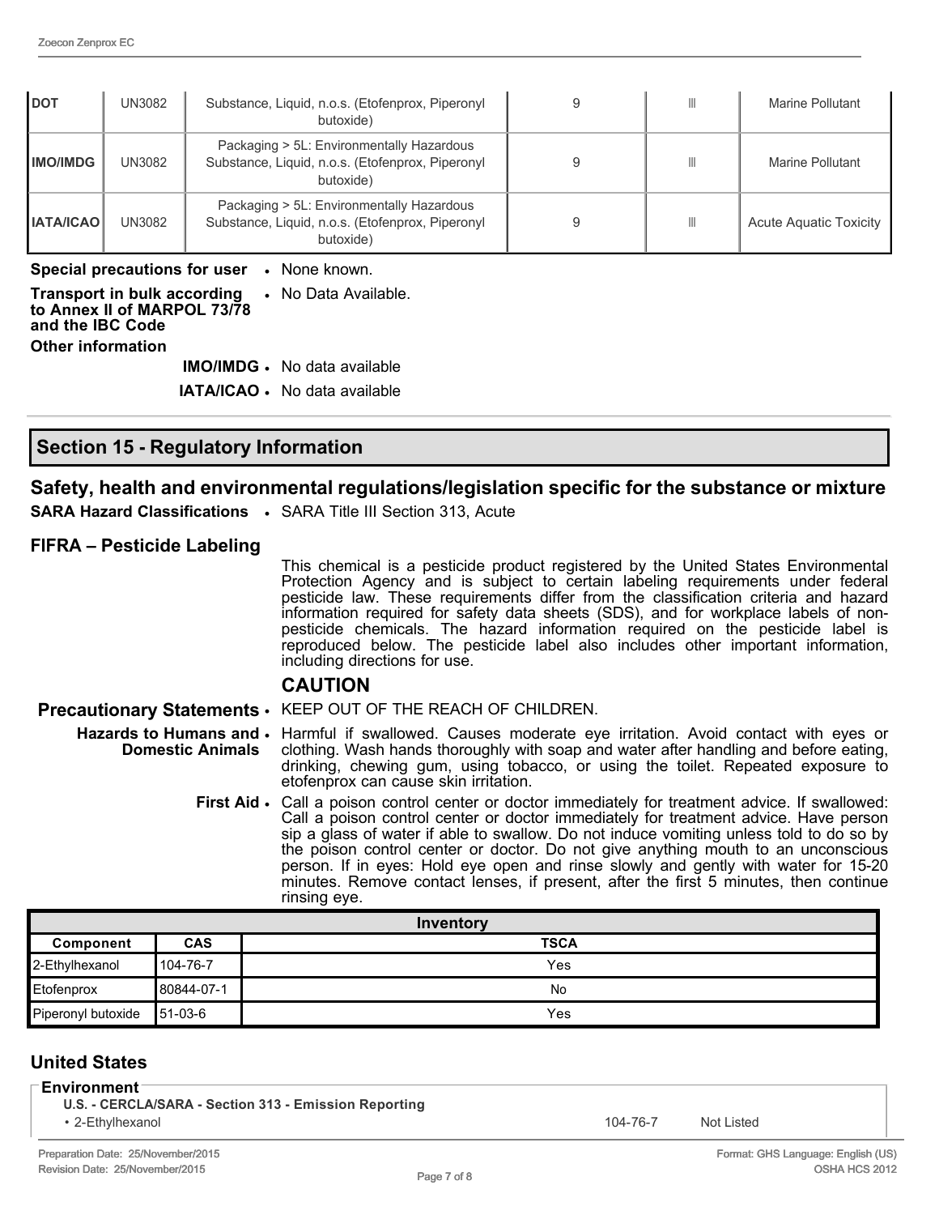| DOT | UN3082 | Substance, Liquid, n.o.s. (Etofenprox, Piperonyl butoxide) | 9 | III | Marine Pollutant |
|---|---|---|---|---|---|
| IMO/IMDG | UN3082 | Packaging > 5L: Environmentally Hazardous Substance, Liquid, n.o.s. (Etofenprox, Piperonyl butoxide) | 9 | III | Marine Pollutant |
| IATA/ICAO | UN3082 | Packaging > 5L: Environmentally Hazardous Substance, Liquid, n.o.s. (Etofenprox, Piperonyl butoxide) | 9 | III | Acute Aquatic Toxicity |

**Special precautions for user** • None known.

**Transport in bulk according to Annex II of MARPOL 73/78 and the IBC Code** • No Data Available.

**Other information**

**IMO/IMDG** • No data available

**IATA/ICAO** • No data available

## Section 15 - Regulatory Information

### Safety, health and environmental regulations/legislation specific for the substance or mixture

**SARA Hazard Classifications** • SARA Title III Section 313, Acute

### FIFRA – Pesticide Labeling

This chemical is a pesticide product registered by the United States Environmental Protection Agency and is subject to certain labeling requirements under federal pesticide law. These requirements differ from the classification criteria and hazard information required for safety data sheets (SDS), and for workplace labels of non-pesticide chemicals. The hazard information required on the pesticide label is reproduced below. The pesticide label also includes other important information, including directions for use.

**CAUTION**

**Precautionary Statements** • KEEP OUT OF THE REACH OF CHILDREN.

**Hazards to Humans and Domestic Animals** • Harmful if swallowed. Causes moderate eye irritation. Avoid contact with eyes or clothing. Wash hands thoroughly with soap and water after handling and before eating, drinking, chewing gum, using tobacco, or using the toilet. Repeated exposure to etofenprox can cause skin irritation.

**First Aid** • Call a poison control center or doctor immediately for treatment advice. If swallowed: Call a poison control center or doctor immediately for treatment advice. Have person sip a glass of water if able to swallow. Do not induce vomiting unless told to do so by the poison control center or doctor. Do not give anything mouth to an unconscious person. If in eyes: Hold eye open and rinse slowly and gently with water for 15-20 minutes. Remove contact lenses, if present, after the first 5 minutes, then continue rinsing eye.

| Inventory | | |
|---|---|---|
| **Component** | **CAS** | **TSCA** |
| 2-Ethylhexanol | 104-76-7 | Yes |
| Etofenprox | 80844-07-1 | No |
| Piperonyl butoxide | 51-03-6 | Yes |

## United States

**Environment**

**U.S. - CERCLA/SARA - Section 313 - Emission Reporting**

| | | |
|---|---|---|
| • 2-Ethylhexanol | 104-76-7 | Not Listed |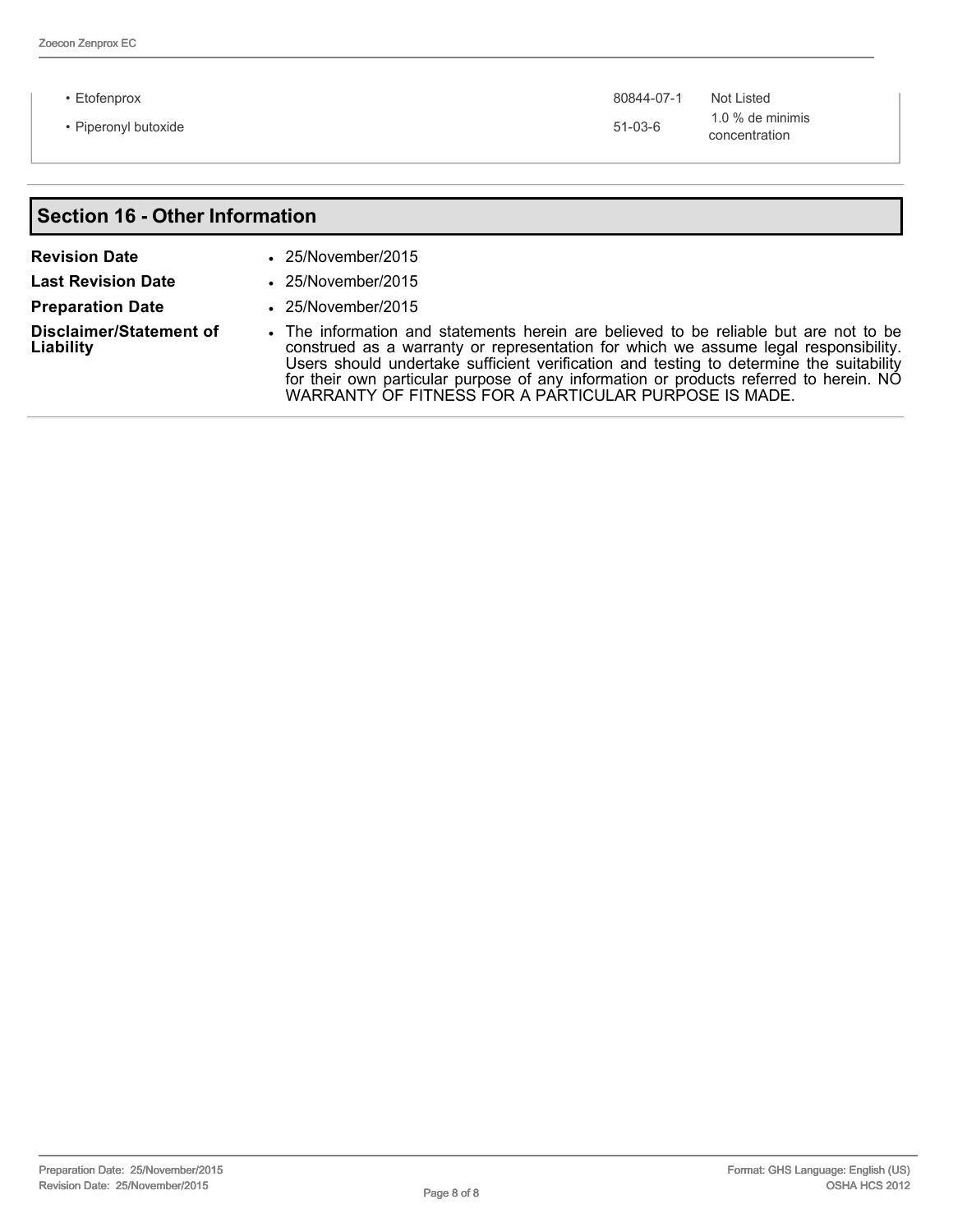| | | |
|---|---|---|
| • Etofenprox | 80844-07-1 | Not Listed |
| • Piperonyl butoxide | 51-03-6 | 1.0 % de minimis concentration |

## Section 16 - Other Information

**Revision Date**
- 25/November/2015

**Last Revision Date**
- 25/November/2015

**Preparation Date**
- 25/November/2015

**Disclaimer/Statement of Liability**
- The information and statements herein are believed to be reliable but are not to be construed as a warranty or representation for which we assume legal responsibility. Users should undertake sufficient verification and testing to determine the suitability for their own particular purpose of any information or products referred to herein. NO WARRANTY OF FITNESS FOR A PARTICULAR PURPOSE IS MADE.